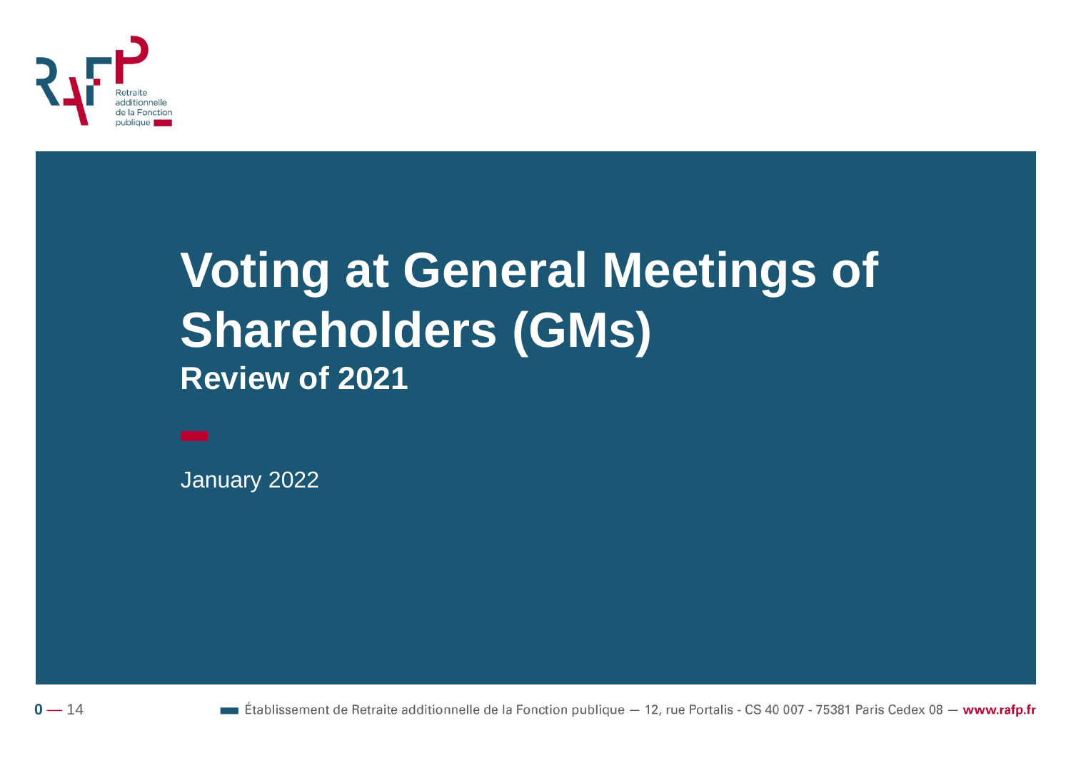# Voting at General Meetings of Shareholders (GMs)

## Review of 2021

January 2022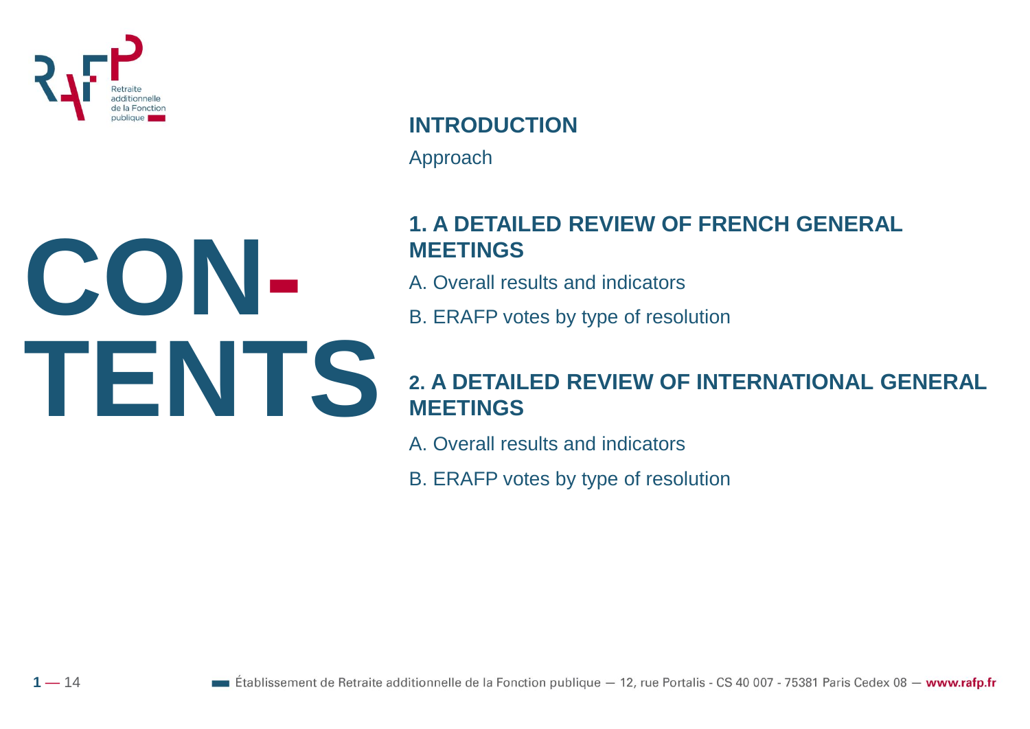# CONTENTS

**INTRODUCTION**

Approach

**1. A DETAILED REVIEW OF FRENCH GENERAL MEETINGS**

A. Overall results and indicators

B. ERAFP votes by type of resolution

**2. A DETAILED REVIEW OF INTERNATIONAL GENERAL MEETINGS**

A. Overall results and indicators

B. ERAFP votes by type of resolution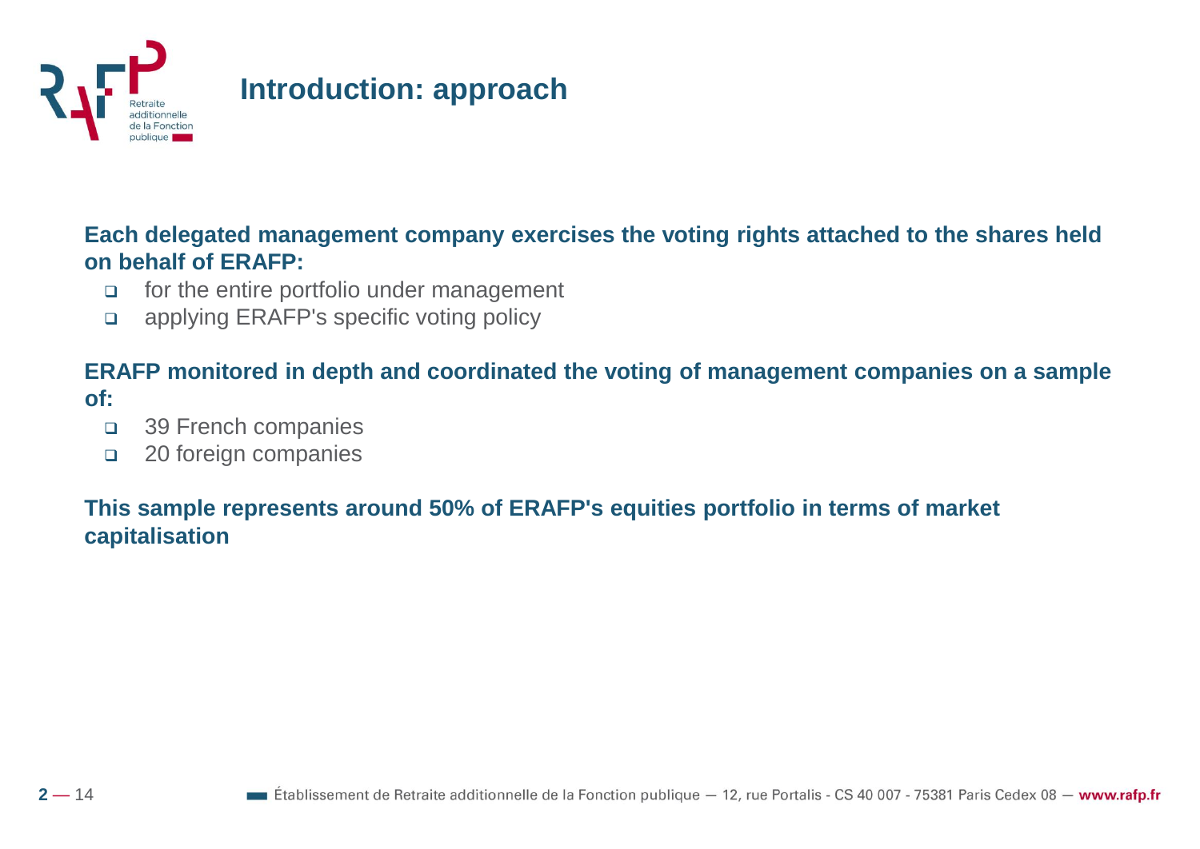# Introduction: approach

**Each delegated management company exercises the voting rights attached to the shares held on behalf of ERAFP:**

- for the entire portfolio under management
- applying ERAFP's specific voting policy

**ERAFP monitored in depth and coordinated the voting of management companies on a sample of:**

- 39 French companies
- 20 foreign companies

**This sample represents around 50% of ERAFP's equities portfolio in terms of market capitalisation**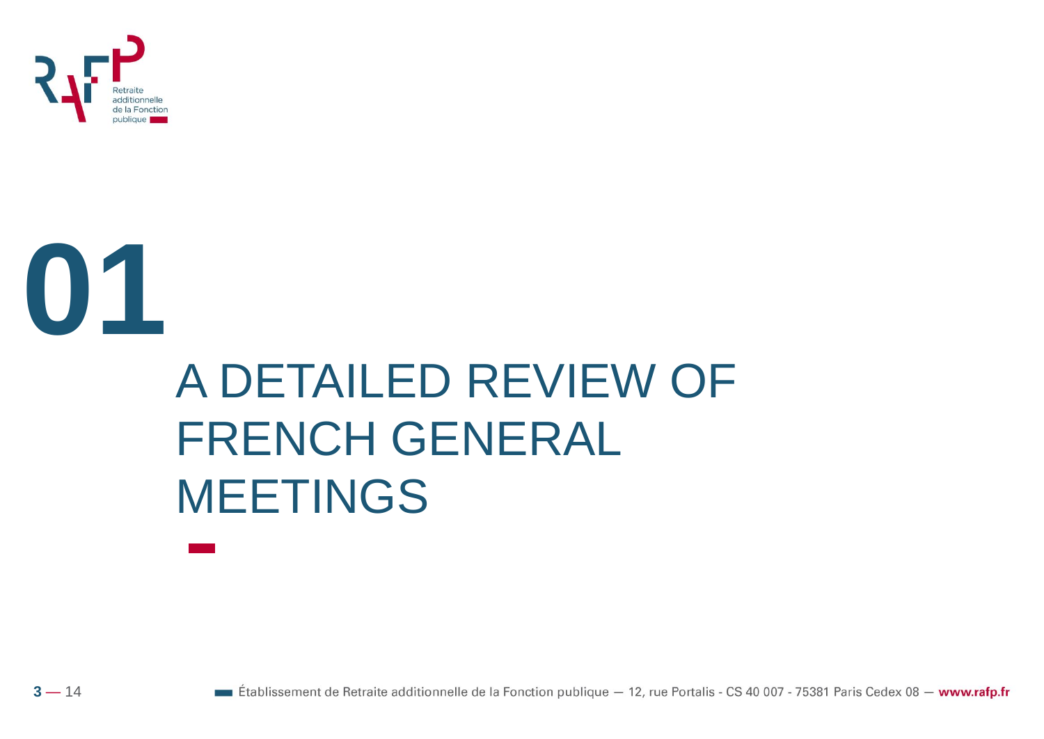# 01

## A DETAILED REVIEW OF FRENCH GENERAL MEETINGS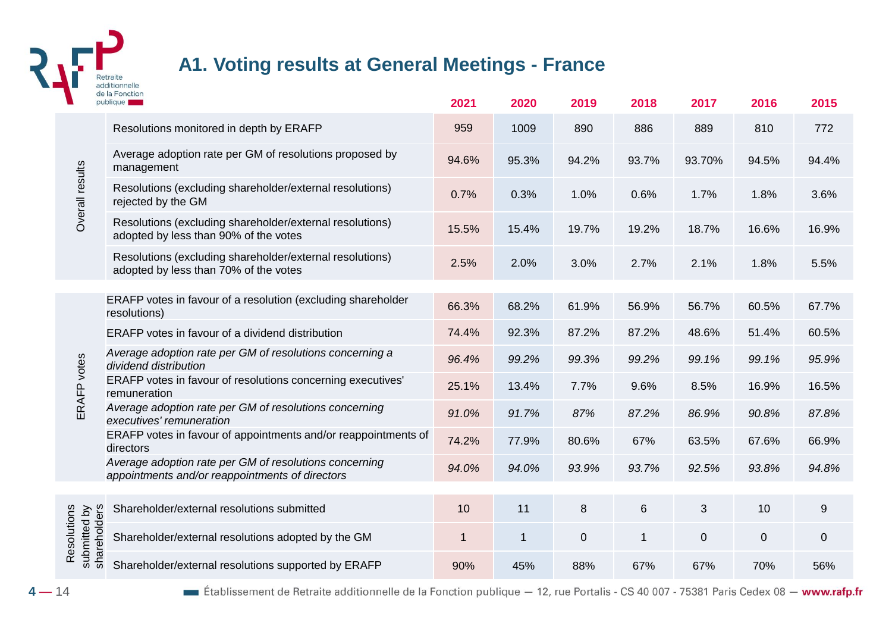## A1. Voting results at General Meetings - France

| | | 2021 | 2020 | 2019 | 2018 | 2017 | 2016 | 2015 |
|---|---|---|---|---|---|---|---|---|
| Overall results | Resolutions monitored in depth by ERAFP | 959 | 1009 | 890 | 886 | 889 | 810 | 772 |
| | Average adoption rate per GM of resolutions proposed by management | 94.6% | 95.3% | 94.2% | 93.7% | 93.70% | 94.5% | 94.4% |
| | Resolutions (excluding shareholder/external resolutions) rejected by the GM | 0.7% | 0.3% | 1.0% | 0.6% | 1.7% | 1.8% | 3.6% |
| | Resolutions (excluding shareholder/external resolutions) adopted by less than 90% of the votes | 15.5% | 15.4% | 19.7% | 19.2% | 18.7% | 16.6% | 16.9% |
| | Resolutions (excluding shareholder/external resolutions) adopted by less than 70% of the votes | 2.5% | 2.0% | 3.0% | 2.7% | 2.1% | 1.8% | 5.5% |
| ERAFP votes | ERAFP votes in favour of a resolution (excluding shareholder resolutions) | 66.3% | 68.2% | 61.9% | 56.9% | 56.7% | 60.5% | 67.7% |
| | ERAFP votes in favour of a dividend distribution | 74.4% | 92.3% | 87.2% | 87.2% | 48.6% | 51.4% | 60.5% |
| | *Average adoption rate per GM of resolutions concerning a dividend distribution* | *96.4%* | *99.2%* | *99.3%* | *99.2%* | *99.1%* | *99.1%* | *95.9%* |
| | ERAFP votes in favour of resolutions concerning executives' remuneration | 25.1% | 13.4% | 7.7% | 9.6% | 8.5% | 16.9% | 16.5% |
| | *Average adoption rate per GM of resolutions concerning executives' remuneration* | *91.0%* | *91.7%* | *87%* | *87.2%* | *86.9%* | *90.8%* | *87.8%* |
| | ERAFP votes in favour of appointments and/or reappointments of directors | 74.2% | 77.9% | 80.6% | 67% | 63.5% | 67.6% | 66.9% |
| | *Average adoption rate per GM of resolutions concerning appointments and/or reappointments of directors* | *94.0%* | *94.0%* | *93.9%* | *93.7%* | *92.5%* | *93.8%* | *94.8%* |
| Resolutions submitted by shareholders | Shareholder/external resolutions submitted | 10 | 11 | 8 | 6 | 3 | 10 | 9 |
| | Shareholder/external resolutions adopted by the GM | 1 | 1 | 0 | 1 | 0 | 0 | 0 |
| | Shareholder/external resolutions supported by ERAFP | 90% | 45% | 88% | 67% | 67% | 70% | 56% |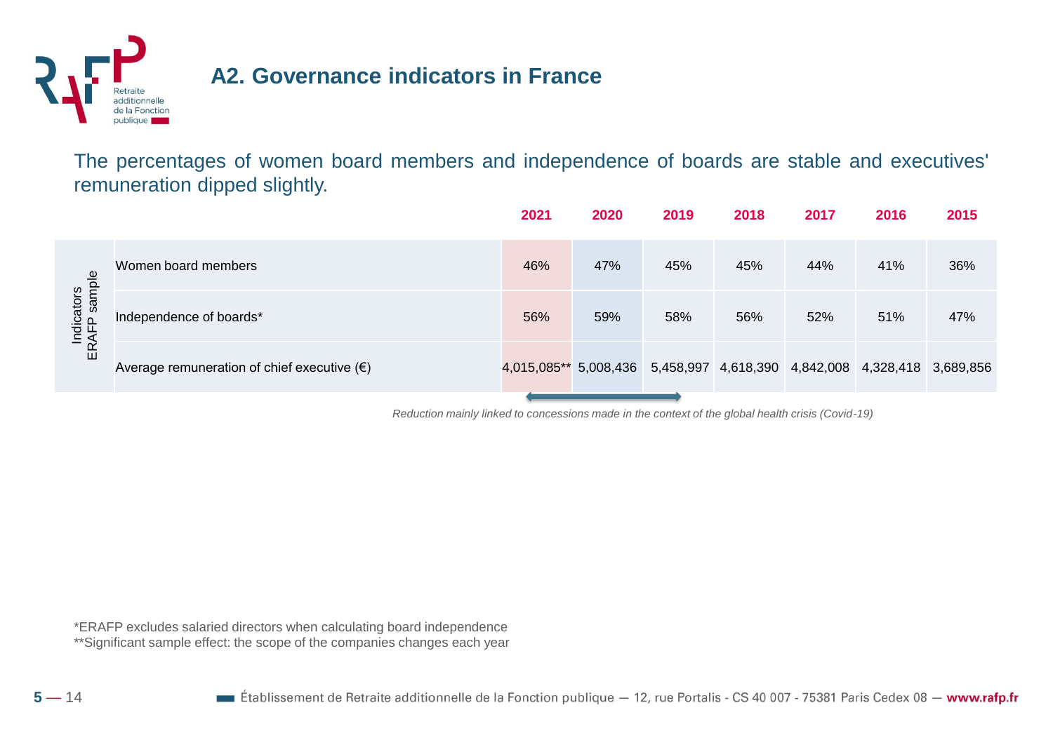## A2. Governance indicators in France

The percentages of women board members and independence of boards are stable and executives' remuneration dipped slightly.

| Indicators ERAFP sample | 2021 | 2020 | 2019 | 2018 | 2017 | 2016 | 2015 |
|---|---|---|---|---|---|---|---|
| Women board members | 46% | 47% | 45% | 45% | 44% | 41% | 36% |
| Independence of boards* | 56% | 59% | 58% | 56% | 52% | 51% | 47% |
| Average remuneration of chief executive (€) | 4,015,085** | 5,008,436 | 5,458,997 | 4,618,390 | 4,842,008 | 4,328,418 | 3,689,856 |

*Reduction mainly linked to concessions made in the context of the global health crisis (Covid-19)*

*ERAFP excludes salaried directors when calculating board independence
**Significant sample effect: the scope of the companies changes each year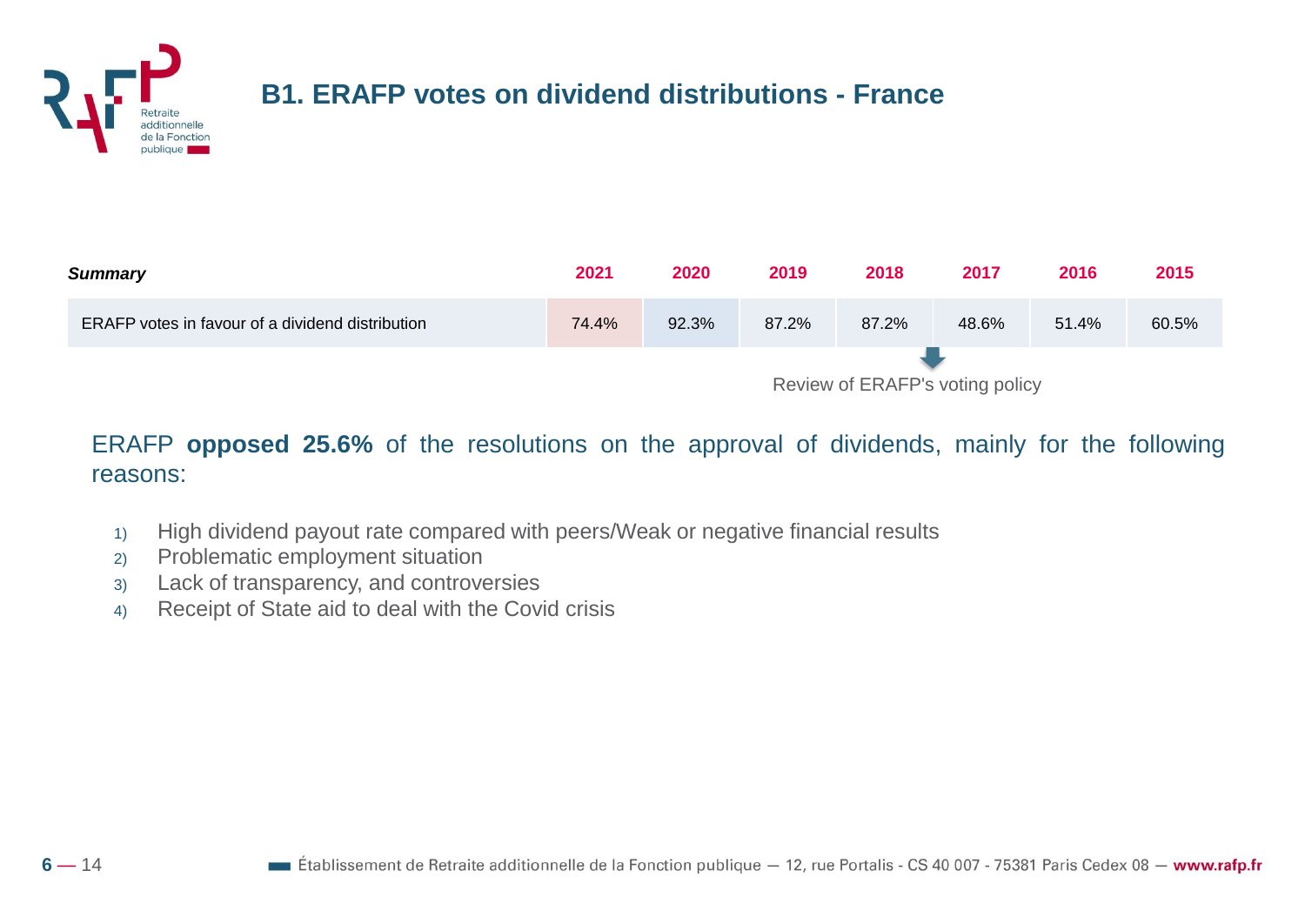## B1. ERAFP votes on dividend distributions - France

| *Summary* | 2021 | 2020 | 2019 | 2018 | 2017 | 2016 | 2015 |
|---|---|---|---|---|---|---|---|
| ERAFP votes in favour of a dividend distribution | 74.4% | 92.3% | 87.2% | 87.2% | 48.6% | 51.4% | 60.5% |

Review of ERAFP's voting policy

ERAFP **opposed 25.6%** of the resolutions on the approval of dividends, mainly for the following reasons:

1) High dividend payout rate compared with peers/Weak or negative financial results
2) Problematic employment situation
3) Lack of transparency, and controversies
4) Receipt of State aid to deal with the Covid crisis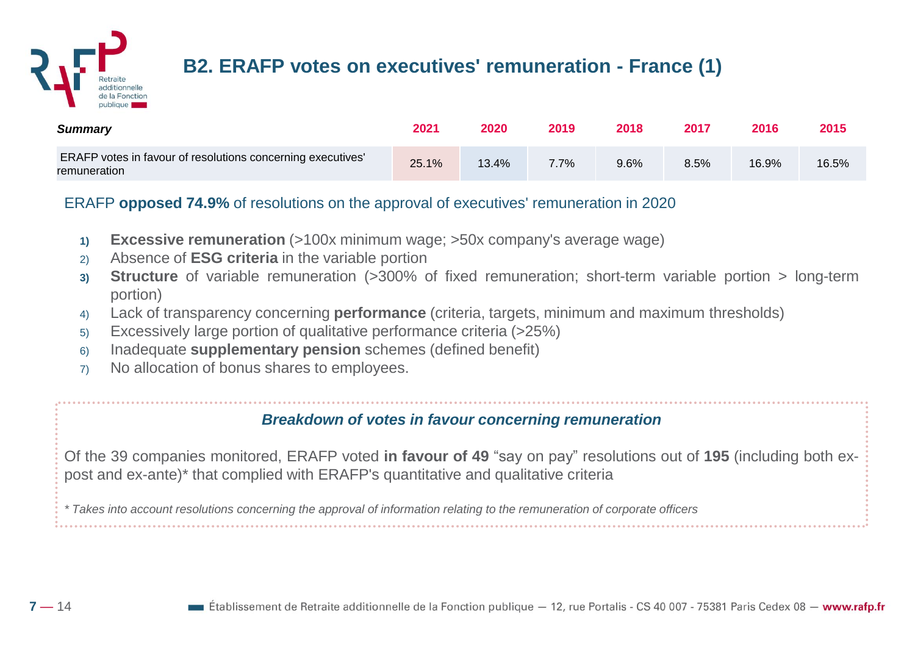# B2. ERAFP votes on executives' remuneration - France (1)

| *Summary* | 2021 | 2020 | 2019 | 2018 | 2017 | 2016 | 2015 |
|---|---|---|---|---|---|---|---|
| ERAFP votes in favour of resolutions concerning executives' remuneration | 25.1% | 13.4% | 7.7% | 9.6% | 8.5% | 16.9% | 16.5% |

ERAFP **opposed 74.9%** of resolutions on the approval of executives' remuneration in 2020

1) **Excessive remuneration** (>100x minimum wage; >50x company's average wage)
2) Absence of **ESG criteria** in the variable portion
3) **Structure** of variable remuneration (>300% of fixed remuneration; short-term variable portion > long-term portion)
4) Lack of transparency concerning **performance** (criteria, targets, minimum and maximum thresholds)
5) Excessively large portion of qualitative performance criteria (>25%)
6) Inadequate **supplementary pension** schemes (defined benefit)
7) No allocation of bonus shares to employees.

***Breakdown of votes in favour concerning remuneration***

Of the 39 companies monitored, ERAFP voted **in favour of 49** “say on pay” resolutions out of **195** (including both ex-post and ex-ante)* that complied with ERAFP's quantitative and qualitative criteria

*\* Takes into account resolutions concerning the approval of information relating to the remuneration of corporate officers*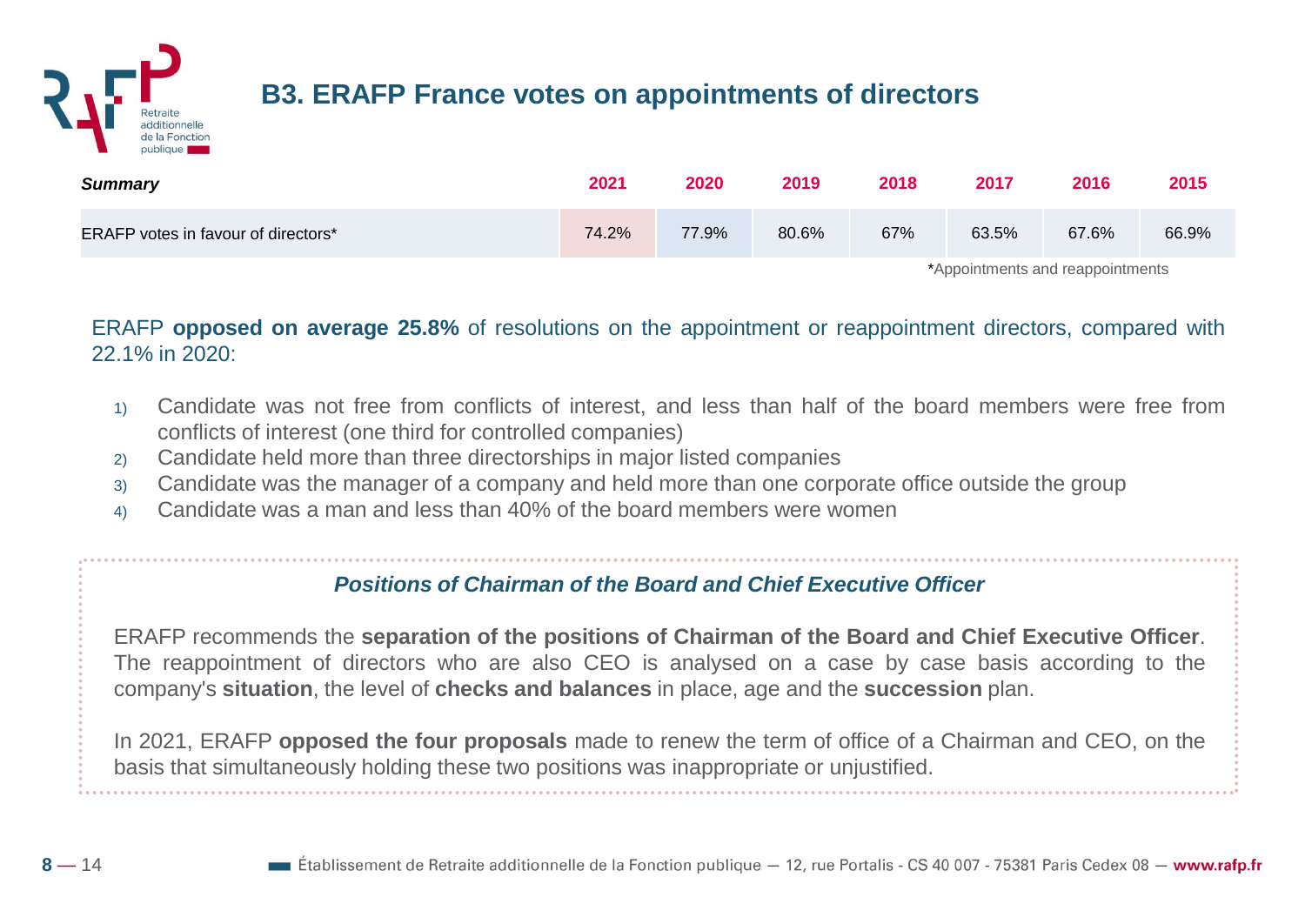## B3. ERAFP France votes on appointments of directors

| *Summary* | 2021 | 2020 | 2019 | 2018 | 2017 | 2016 | 2015 |
|---|---|---|---|---|---|---|---|
| ERAFP votes in favour of directors* | 74.2% | 77.9% | 80.6% | 67% | 63.5% | 67.6% | 66.9% |

*Appointments and reappointments

ERAFP **opposed on average 25.8%** of resolutions on the appointment or reappointment directors, compared with 22.1% in 2020:

1) Candidate was not free from conflicts of interest, and less than half of the board members were free from conflicts of interest (one third for controlled companies)
2) Candidate held more than three directorships in major listed companies
3) Candidate was the manager of a company and held more than one corporate office outside the group
4) Candidate was a man and less than 40% of the board members were women

### *Positions of Chairman of the Board and Chief Executive Officer*

ERAFP recommends the **separation of the positions of Chairman of the Board and Chief Executive Officer**. The reappointment of directors who are also CEO is analysed on a case by case basis according to the company's **situation**, the level of **checks and balances** in place, age and the **succession** plan.

In 2021, ERAFP **opposed the four proposals** made to renew the term of office of a Chairman and CEO, on the basis that simultaneously holding these two positions was inappropriate or unjustified.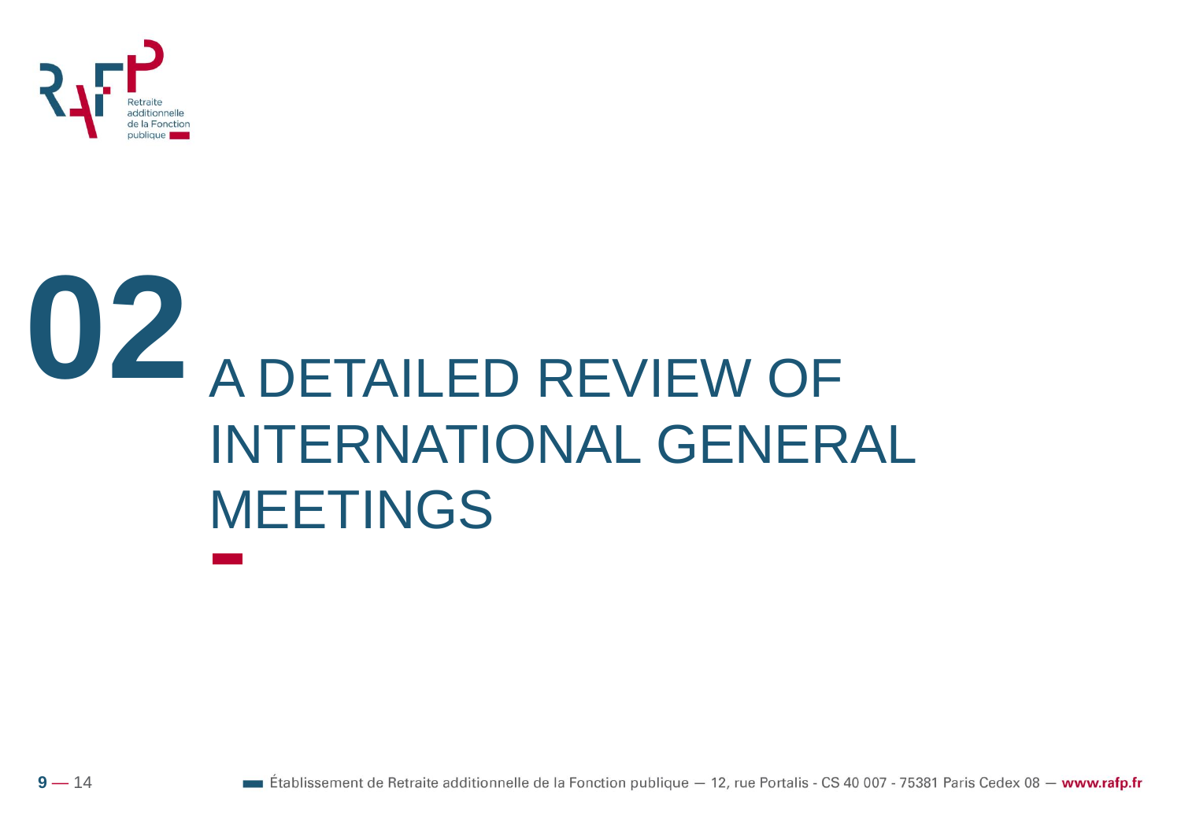# 02 A DETAILED REVIEW OF INTERNATIONAL GENERAL MEETINGS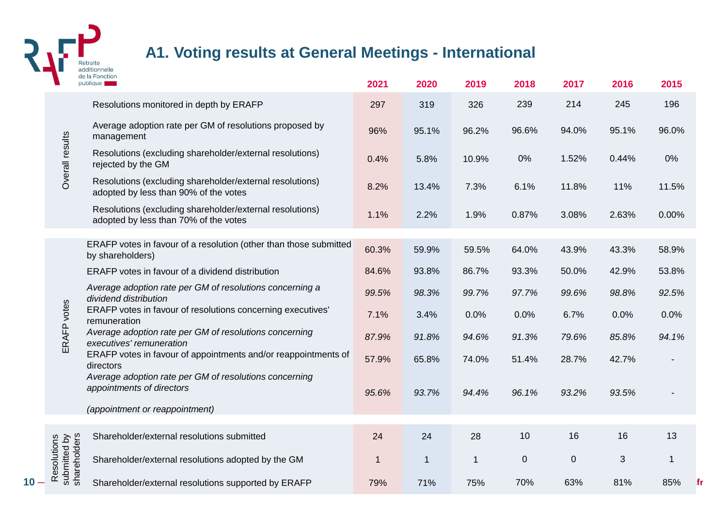## A1. Voting results at General Meetings - International

| | | 2021 | 2020 | 2019 | 2018 | 2017 | 2016 | 2015 |
|---|---|---|---|---|---|---|---|---|
| Overall results | Resolutions monitored in depth by ERAFP | 297 | 319 | 326 | 239 | 214 | 245 | 196 |
| | Average adoption rate per GM of resolutions proposed by management | 96% | 95.1% | 96.2% | 96.6% | 94.0% | 95.1% | 96.0% |
| | Resolutions (excluding shareholder/external resolutions) rejected by the GM | 0.4% | 5.8% | 10.9% | 0% | 1.52% | 0.44% | 0% |
| | Resolutions (excluding shareholder/external resolutions) adopted by less than 90% of the votes | 8.2% | 13.4% | 7.3% | 6.1% | 11.8% | 11% | 11.5% |
| | Resolutions (excluding shareholder/external resolutions) adopted by less than 70% of the votes | 1.1% | 2.2% | 1.9% | 0.87% | 3.08% | 2.63% | 0.00% |
| ERAFP votes | ERAFP votes in favour of a resolution (other than those submitted by shareholders) | 60.3% | 59.9% | 59.5% | 64.0% | 43.9% | 43.3% | 58.9% |
| | ERAFP votes in favour of a dividend distribution | 84.6% | 93.8% | 86.7% | 93.3% | 50.0% | 42.9% | 53.8% |
| | *Average adoption rate per GM of resolutions concerning a dividend distribution* | *99.5%* | *98.3%* | *99.7%* | *97.7%* | *99.6%* | *98.8%* | *92.5%* |
| | ERAFP votes in favour of resolutions concerning executives' remuneration | 7.1% | 3.4% | 0.0% | 0.0% | 6.7% | 0.0% | 0.0% |
| | *Average adoption rate per GM of resolutions concerning executives' remuneration* | *87.9%* | *91.8%* | *94.6%* | *91.3%* | *79.6%* | *85.8%* | *94.1%* |
| | ERAFP votes in favour of appointments and/or reappointments of directors | 57.9% | 65.8% | 74.0% | 51.4% | 28.7% | 42.7% | - |
| | *Average adoption rate per GM of resolutions concerning appointments of directors (appointment or reappointment)* | *95.6%* | *93.7%* | *94.4%* | *96.1%* | *93.2%* | *93.5%* | - |
| Resolutions submitted by shareholders | Shareholder/external resolutions submitted | 24 | 24 | 28 | 10 | 16 | 16 | 13 |
| | Shareholder/external resolutions adopted by the GM | 1 | 1 | 1 | 0 | 0 | 3 | 1 |
| | Shareholder/external resolutions supported by ERAFP | 79% | 71% | 75% | 70% | 63% | 81% | 85% |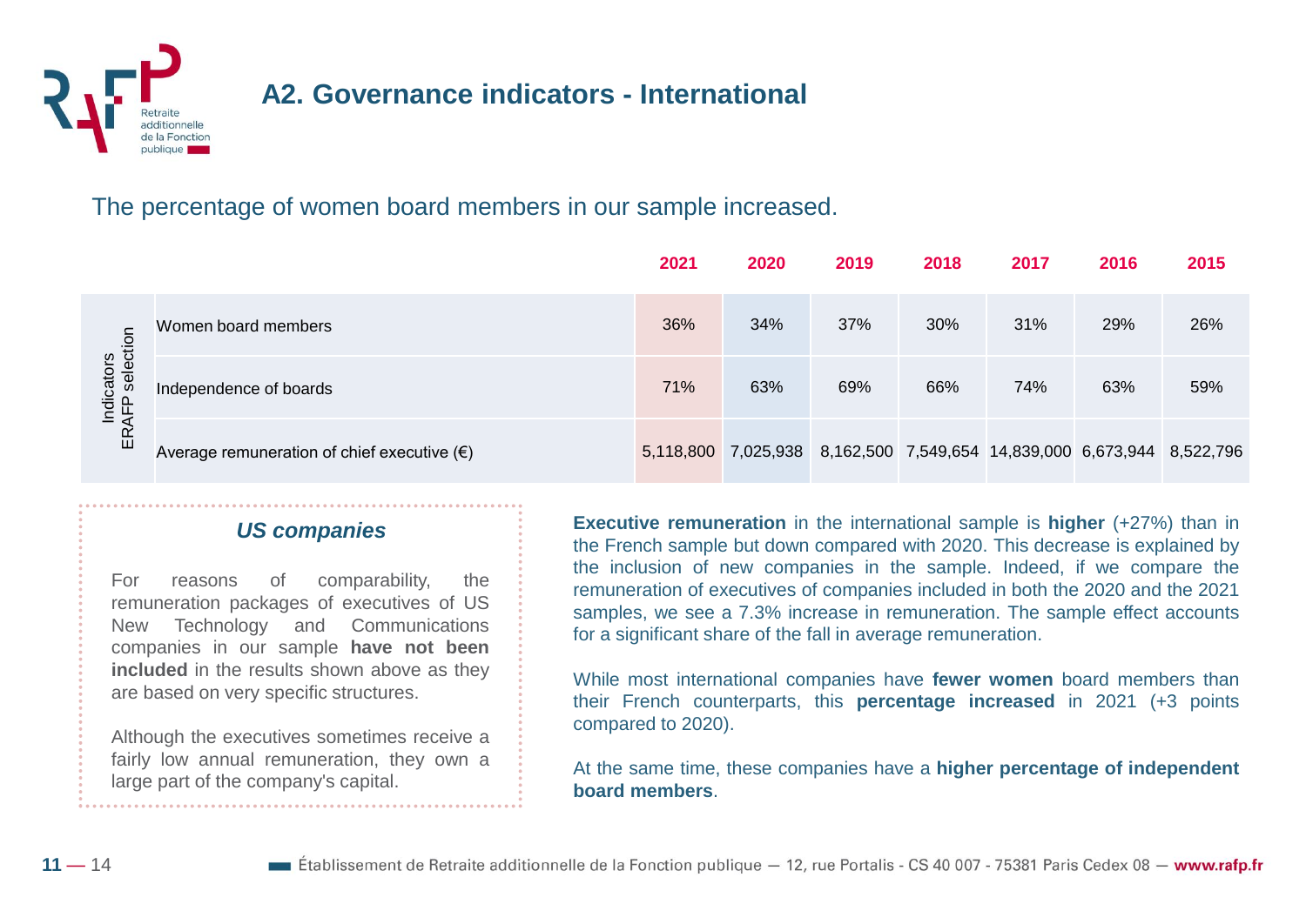## A2. Governance indicators - International

The percentage of women board members in our sample increased.

| Indicators ERAFP selection | | 2021 | 2020 | 2019 | 2018 | 2017 | 2016 | 2015 |
|---|---|---|---|---|---|---|---|---|
| | Women board members | 36% | 34% | 37% | 30% | 31% | 29% | 26% |
| | Independence of boards | 71% | 63% | 69% | 66% | 74% | 63% | 59% |
| | Average remuneration of chief executive (€) | 5,118,800 | 7,025,938 | 8,162,500 | 7,549,654 | 14,839,000 | 6,673,944 | 8,522,796 |

### *US companies*

For reasons of comparability, the remuneration packages of executives of US New Technology and Communications companies in our sample **have not been included** in the results shown above as they are based on very specific structures.

Although the executives sometimes receive a fairly low annual remuneration, they own a large part of the company's capital.

**Executive remuneration** in the international sample is **higher** (+27%) than in the French sample but down compared with 2020. This decrease is explained by the inclusion of new companies in the sample. Indeed, if we compare the remuneration of executives of companies included in both the 2020 and the 2021 samples, we see a 7.3% increase in remuneration. The sample effect accounts for a significant share of the fall in average remuneration.

While most international companies have **fewer women** board members than their French counterparts, this **percentage increased** in 2021 (+3 points compared to 2020).

At the same time, these companies have a **higher percentage of independent board members**.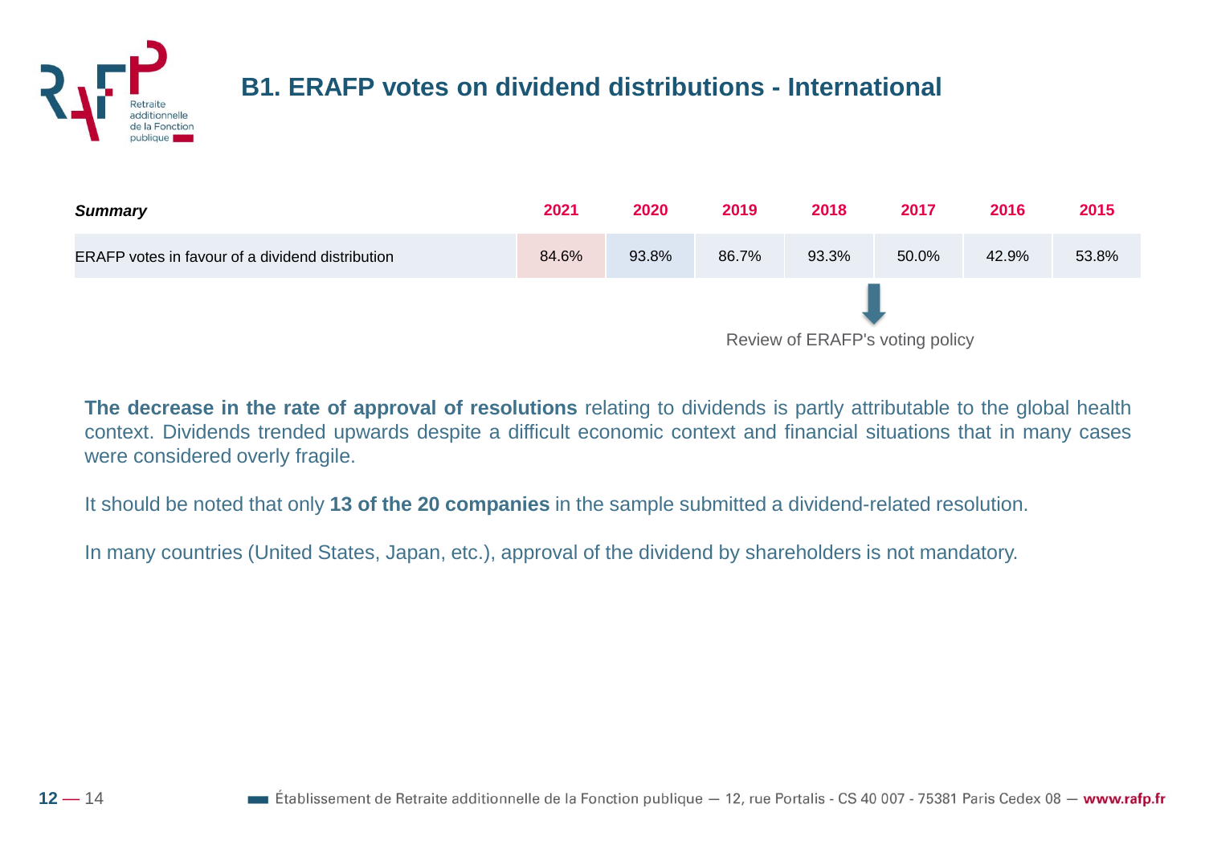# B1. ERAFP votes on dividend distributions - International

| *Summary* | 2021 | 2020 | 2019 | 2018 | 2017 | 2016 | 2015 |
|---|---|---|---|---|---|---|---|
| ERAFP votes in favour of a dividend distribution | 84.6% | 93.8% | 86.7% | 93.3% | 50.0% | 42.9% | 53.8% |

Review of ERAFP's voting policy

**The decrease in the rate of approval of resolutions** relating to dividends is partly attributable to the global health context. Dividends trended upwards despite a difficult economic context and financial situations that in many cases were considered overly fragile.

It should be noted that only **13 of the 20 companies** in the sample submitted a dividend-related resolution.

In many countries (United States, Japan, etc.), approval of the dividend by shareholders is not mandatory.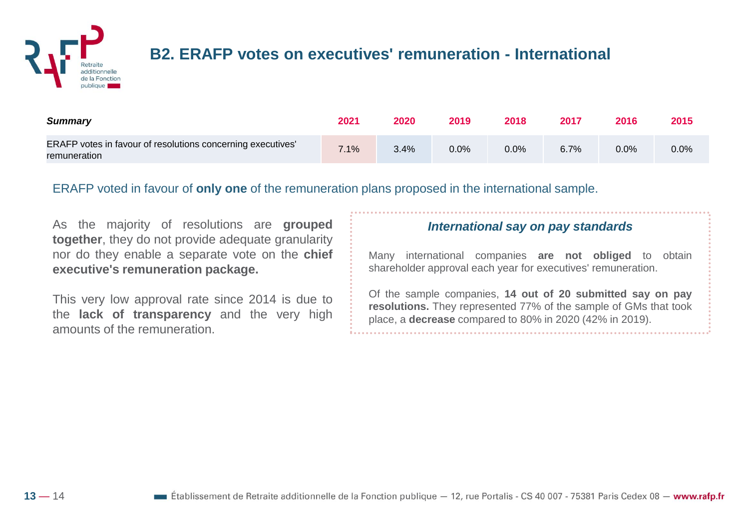## B2. ERAFP votes on executives' remuneration - International

| *Summary* | 2021 | 2020 | 2019 | 2018 | 2017 | 2016 | 2015 |
|---|---|---|---|---|---|---|---|
| ERAFP votes in favour of resolutions concerning executives' remuneration | 7.1% | 3.4% | 0.0% | 0.0% | 6.7% | 0.0% | 0.0% |

ERAFP voted in favour of **only one** of the remuneration plans proposed in the international sample.

As the majority of resolutions are **grouped together**, they do not provide adequate granularity nor do they enable a separate vote on the **chief executive's remuneration package.**

This very low approval rate since 2014 is due to the **lack of transparency** and the very high amounts of the remuneration.

### *International say on pay standards*

Many international companies **are not obliged** to obtain shareholder approval each year for executives' remuneration.

Of the sample companies, **14 out of 20 submitted say on pay resolutions.** They represented 77% of the sample of GMs that took place, a **decrease** compared to 80% in 2020 (42% in 2019).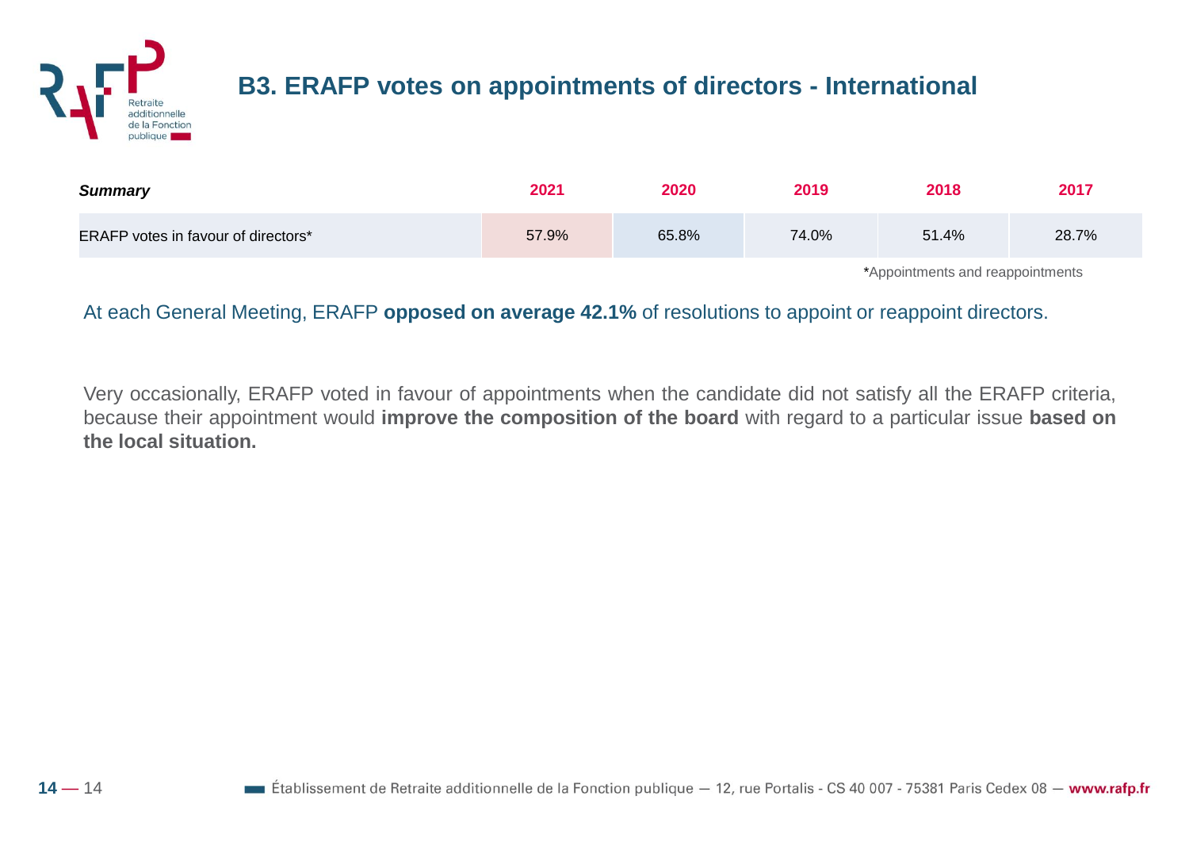## B3. ERAFP votes on appointments of directors - International

| *Summary* | 2021 | 2020 | 2019 | 2018 | 2017 |
|---|---|---|---|---|---|
| ERAFP votes in favour of directors* | 57.9% | 65.8% | 74.0% | 51.4% | 28.7% |

*Appointments and reappointments

At each General Meeting, ERAFP **opposed on average 42.1%** of resolutions to appoint or reappoint directors.

Very occasionally, ERAFP voted in favour of appointments when the candidate did not satisfy all the ERAFP criteria, because their appointment would **improve the composition of the board** with regard to a particular issue **based on the local situation.**